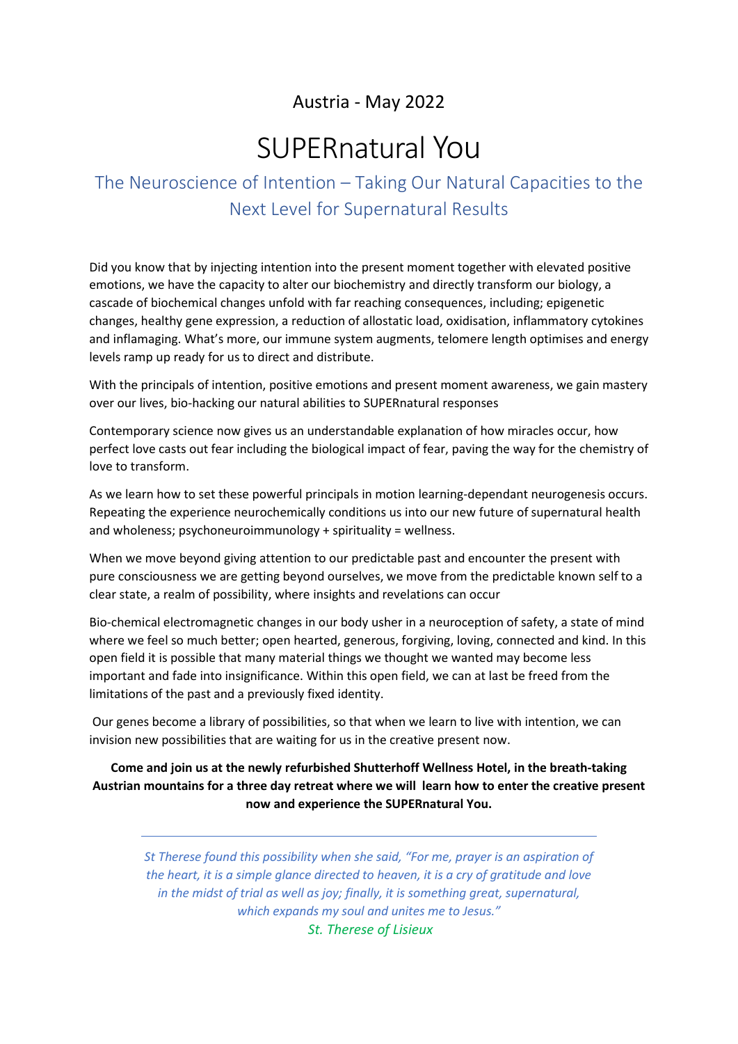Austria - May 2022

# SUPERnatural You

## The Neuroscience of Intention – Taking Our Natural Capacities to the Next Level for Supernatural Results

Did you know that by injecting intention into the present moment together with elevated positive emotions, we have the capacity to alter our biochemistry and directly transform our biology, a cascade of biochemical changes unfold with far reaching consequences, including; epigenetic changes, healthy gene expression, a reduction of allostatic load, oxidisation, inflammatory cytokines and inflamaging. What's more, our immune system augments, telomere length optimises and energy levels ramp up ready for us to direct and distribute.

With the principals of intention, positive emotions and present moment awareness, we gain mastery over our lives, bio-hacking our natural abilities to SUPERnatural responses

Contemporary science now gives us an understandable explanation of how miracles occur, how perfect love casts out fear including the biological impact of fear, paving the way for the chemistry of love to transform.

As we learn how to set these powerful principals in motion learning-dependant neurogenesis occurs. Repeating the experience neurochemically conditions us into our new future of supernatural health and wholeness; psychoneuroimmunology + spirituality = wellness.

When we move beyond giving attention to our predictable past and encounter the present with pure consciousness we are getting beyond ourselves, we move from the predictable known self to a clear state, a realm of possibility, where insights and revelations can occur

Bio-chemical electromagnetic changes in our body usher in a neuroception of safety, a state of mind where we feel so much better; open hearted, generous, forgiving, loving, connected and kind. In this open field it is possible that many material things we thought we wanted may become less important and fade into insignificance. Within this open field, we can at last be freed from the limitations of the past and a previously fixed identity.

Our genes become a library of possibilities, so that when we learn to live with intention, we can invision new possibilities that are waiting for us in the creative present now.

**Come and join us at the newly refurbished Shutterhoff Wellness Hotel, in the breath-taking Austrian mountains for a three day retreat where we will learn how to enter the creative present now and experience the SUPERnatural You.**

---

*St Therese found this possibility when she said, "For me, prayer is an aspiration of the heart, it is a simple glance directed to heaven, it is a cry of gratitude and love in the midst of trial as well as joy; finally, it is something great, supernatural, which expands my soul and unites me to Jesus."*

*St. Therese of Lisieux*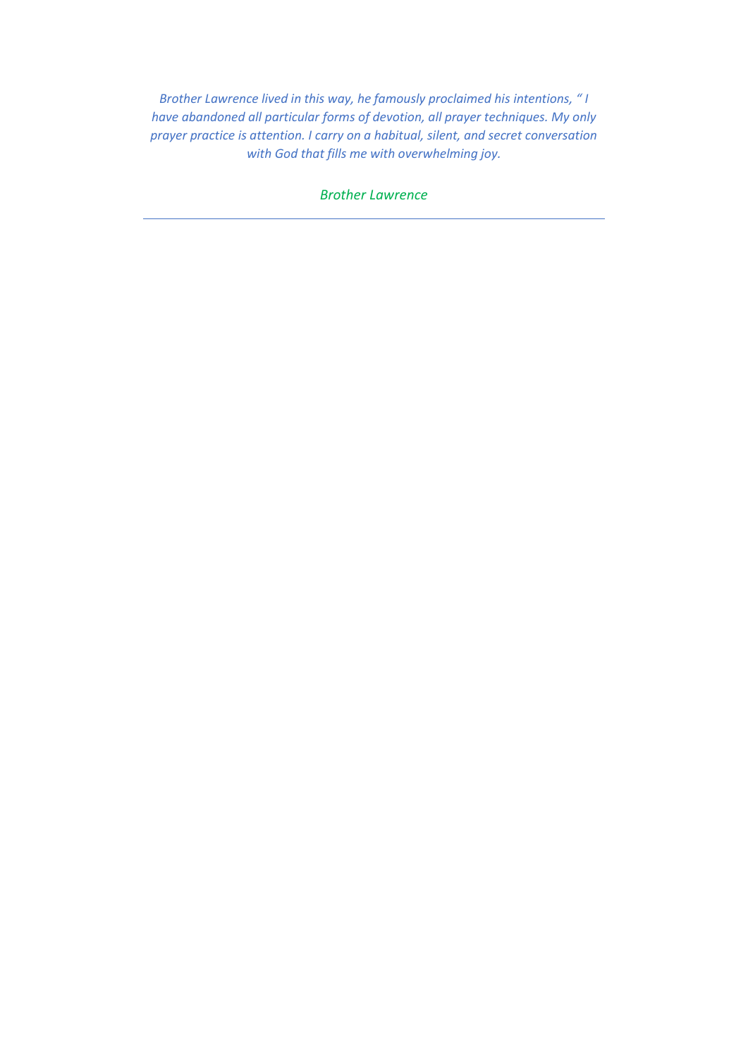*Brother Lawrence lived in this way, he famously proclaimed his intentions, " I have abandoned all particular forms of devotion, all prayer techniques. My only prayer practice is attention. I carry on a habitual, silent, and secret conversation with God that fills me with overwhelming joy.*

*Brother Lawrence*

---